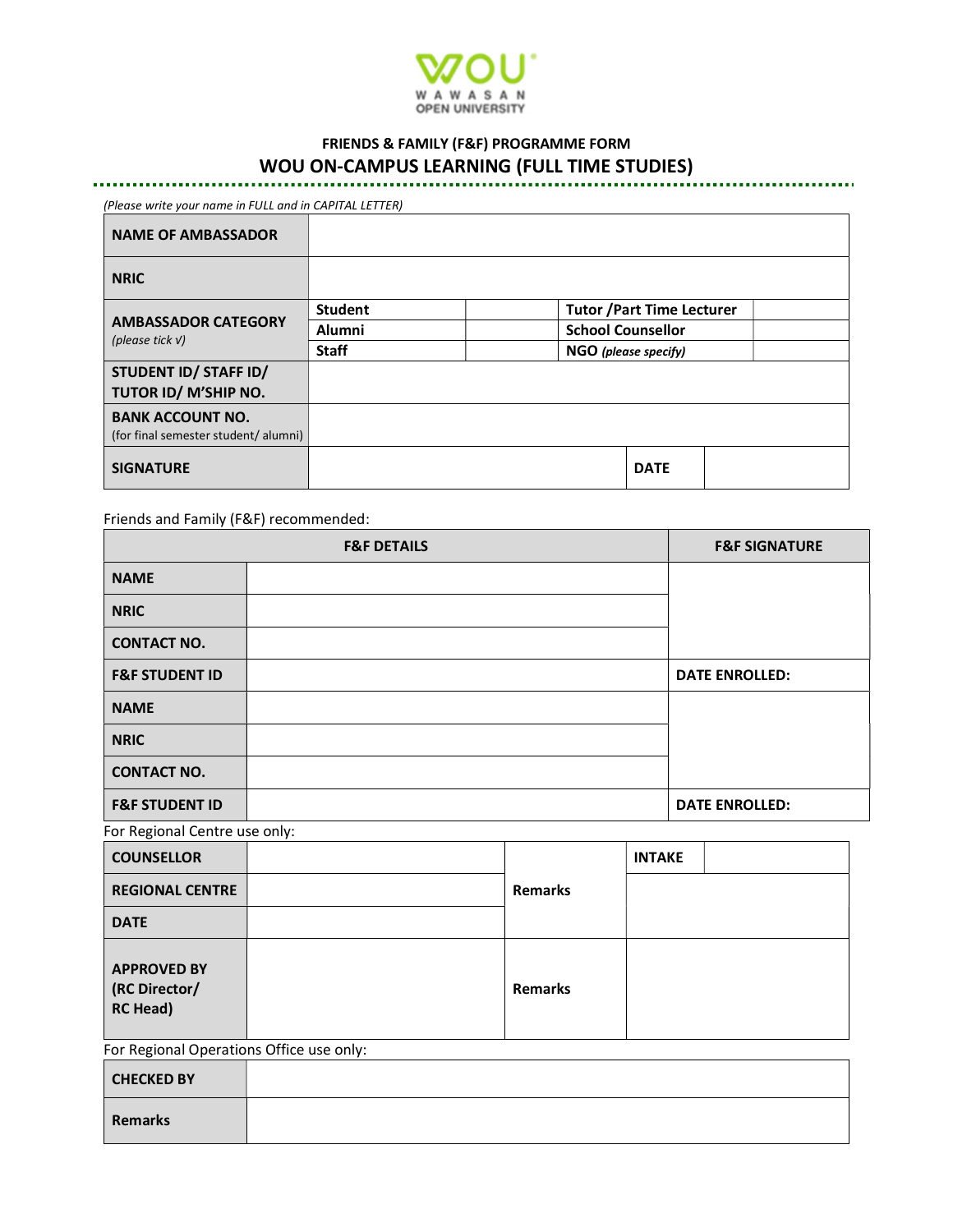WAWASAN OPEN UNIVERSITY

## FRIENDS & FAMILY (F&F) PROGRAMME FORM

## WOU ON-CAMPUS LEARNING (FULL TIME STUDIES)

*(Please write your name in FULL and in CAPITAL LETTER)*

| | | | | |
|---|---|---|---|---|
| **NAME OF AMBASSADOR** | | | | |
| **NRIC** | | | | |
| **AMBASSADOR CATEGORY** *(please tick √)* | **Student** | | **Tutor /Part Time Lecturer** | |
| | **Alumni** | | **School Counsellor** | |
| | **Staff** | | **NGO** *(please specify)* | |
| **STUDENT ID/ STAFF ID/ TUTOR ID/ M'SHIP NO.** | | | | |
| **BANK ACCOUNT NO.** (for final semester student/ alumni) | | | | |
| **SIGNATURE** | | | **DATE** | |

Friends and Family (F&F) recommended:

| **F&F DETAILS** | | **F&F SIGNATURE** |
|---|---|---|
| **NAME** | | |
| **NRIC** | | |
| **CONTACT NO.** | | |
| **F&F STUDENT ID** | | **DATE ENROLLED:** |
| **NAME** | | |
| **NRIC** | | |
| **CONTACT NO.** | | |
| **F&F STUDENT ID** | | **DATE ENROLLED:** |

For Regional Centre use only:

| | | | | |
|---|---|---|---|---|
| **COUNSELLOR** | | **Remarks** | **INTAKE** | |
| **REGIONAL CENTRE** | | | | |
| **DATE** | | | | |
| **APPROVED BY (RC Director/ RC Head)** | | **Remarks** | | |

For Regional Operations Office use only:

| | |
|---|---|
| **CHECKED BY** | |
| **Remarks** | |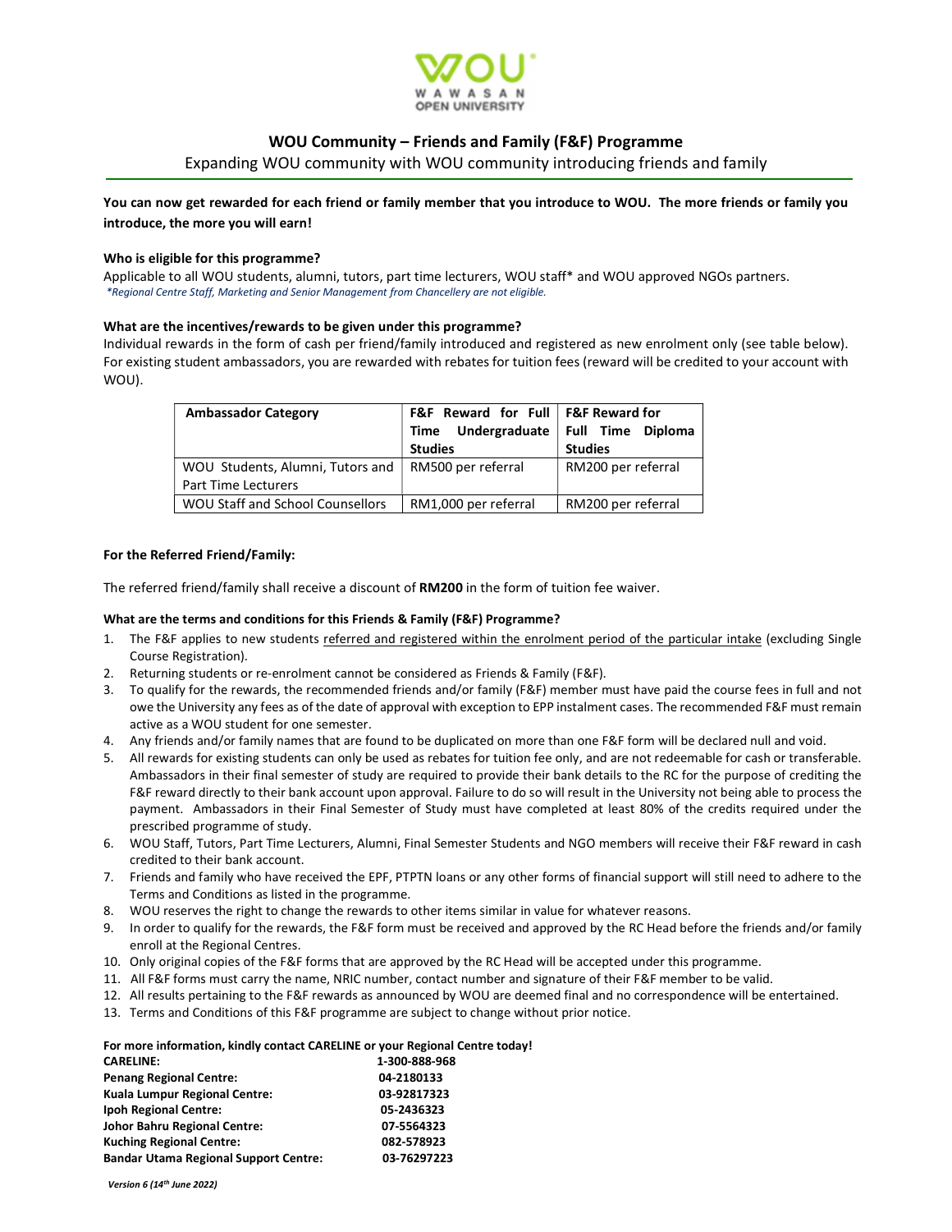WAWASAN OPEN UNIVERSITY

## WOU Community – Friends and Family (F&F) Programme

Expanding WOU community with WOU community introducing friends and family

**You can now get rewarded for each friend or family member that you introduce to WOU. The more friends or family you introduce, the more you will earn!**

**Who is eligible for this programme?**

Applicable to all WOU students, alumni, tutors, part time lecturers, WOU staff* and WOU approved NGOs partners.

*\*Regional Centre Staff, Marketing and Senior Management from Chancellery are not eligible.*

**What are the incentives/rewards to be given under this programme?**

Individual rewards in the form of cash per friend/family introduced and registered as new enrolment only (see table below). For existing student ambassadors, you are rewarded with rebates for tuition fees (reward will be credited to your account with WOU).

| Ambassador Category | F&F Reward for Full Time Undergraduate Studies | F&F Reward for Full Time Diploma Studies |
|---|---|---|
| WOU Students, Alumni, Tutors and Part Time Lecturers | RM500 per referral | RM200 per referral |
| WOU Staff and School Counsellors | RM1,000 per referral | RM200 per referral |

**For the Referred Friend/Family:**

The referred friend/family shall receive a discount of **RM200** in the form of tuition fee waiver.

**What are the terms and conditions for this Friends & Family (F&F) Programme?**

1. The F&F applies to new students referred and registered within the enrolment period of the particular intake (excluding Single Course Registration).
2. Returning students or re-enrolment cannot be considered as Friends & Family (F&F).
3. To qualify for the rewards, the recommended friends and/or family (F&F) member must have paid the course fees in full and not owe the University any fees as of the date of approval with exception to EPP instalment cases. The recommended F&F must remain active as a WOU student for one semester.
4. Any friends and/or family names that are found to be duplicated on more than one F&F form will be declared null and void.
5. All rewards for existing students can only be used as rebates for tuition fee only, and are not redeemable for cash or transferable. Ambassadors in their final semester of study are required to provide their bank details to the RC for the purpose of crediting the F&F reward directly to their bank account upon approval. Failure to do so will result in the University not being able to process the payment. Ambassadors in their Final Semester of Study must have completed at least 80% of the credits required under the prescribed programme of study.
6. WOU Staff, Tutors, Part Time Lecturers, Alumni, Final Semester Students and NGO members will receive their F&F reward in cash credited to their bank account.
7. Friends and family who have received the EPF, PTPTN loans or any other forms of financial support will still need to adhere to the Terms and Conditions as listed in the programme.
8. WOU reserves the right to change the rewards to other items similar in value for whatever reasons.
9. In order to qualify for the rewards, the F&F form must be received and approved by the RC Head before the friends and/or family enroll at the Regional Centres.
10. Only original copies of the F&F forms that are approved by the RC Head will be accepted under this programme.
11. All F&F forms must carry the name, NRIC number, contact number and signature of their F&F member to be valid.
12. All results pertaining to the F&F rewards as announced by WOU are deemed final and no correspondence will be entertained.
13. Terms and Conditions of this F&F programme are subject to change without prior notice.

**For more information, kindly contact CARELINE or your Regional Centre today!**

| | |
|---|---|
| **CARELINE:** | **1-300-888-968** |
| **Penang Regional Centre:** | **04-2180133** |
| **Kuala Lumpur Regional Centre:** | **03-92817323** |
| **Ipoh Regional Centre:** | **05-2436323** |
| **Johor Bahru Regional Centre:** | **07-5564323** |
| **Kuching Regional Centre:** | **082-578923** |
| **Bandar Utama Regional Support Centre:** | **03-76297223** |

*Version 6 (14th June 2022)*